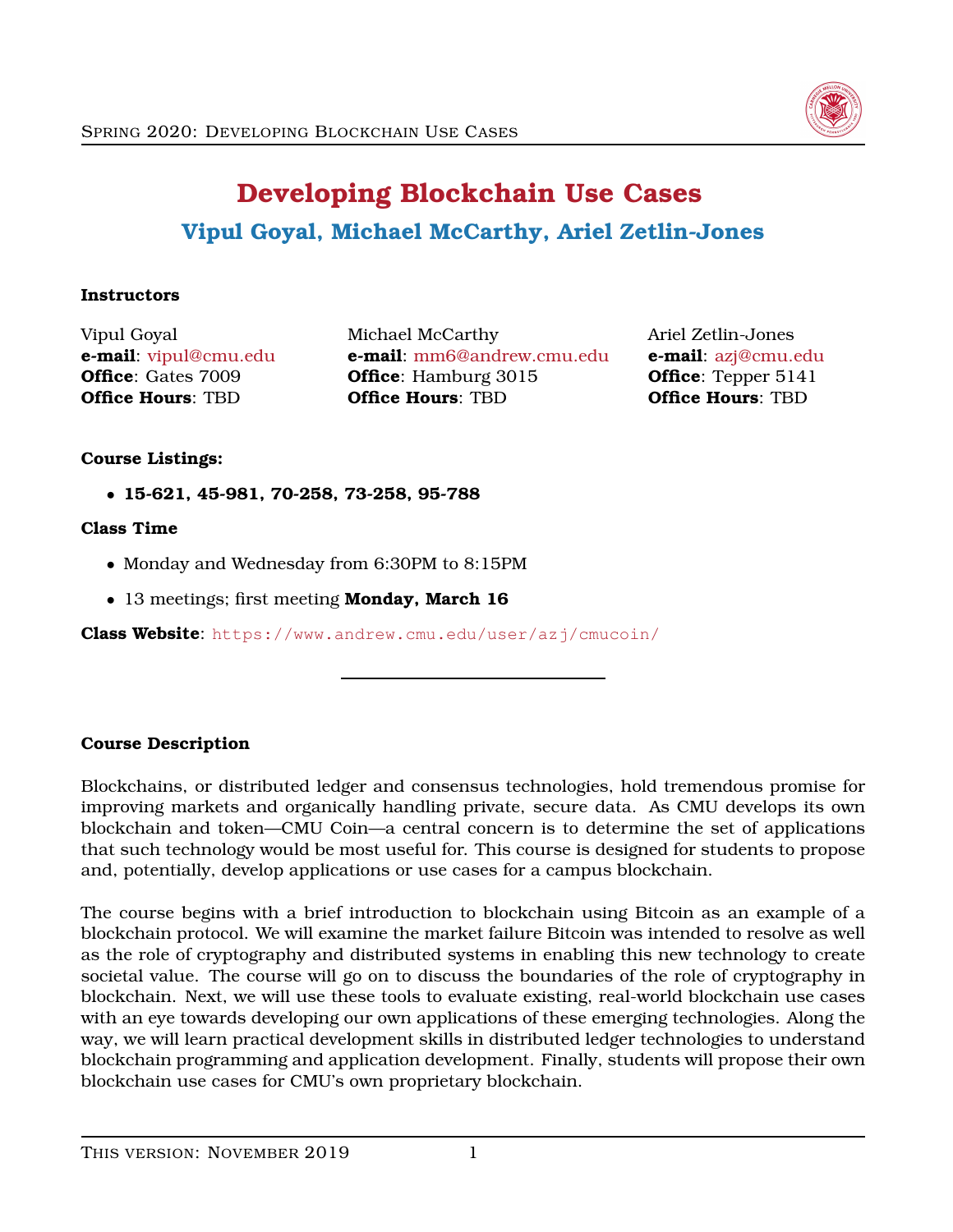# Developing Blockchain Use Cases

## Vipul Goyal, Michael McCarthy, Ariel Zetlin-Jones

**Instructors**

Vipul Goyal
**e-mail**: vipul@cmu.edu
**Office**: Gates 7009
**Office Hours**: TBD

Michael McCarthy
**e-mail**: mm6@andrew.cmu.edu
**Office**: Hamburg 3015
**Office Hours**: TBD

Ariel Zetlin-Jones
**e-mail**: azj@cmu.edu
**Office**: Tepper 5141
**Office Hours**: TBD

**Course Listings:**

- **15-621, 45-981, 70-258, 73-258, 95-788**

**Class Time**

- Monday and Wednesday from 6:30PM to 8:15PM
- 13 meetings; first meeting **Monday, March 16**

**Class Website**: https://www.andrew.cmu.edu/user/azj/cmucoin/

---

**Course Description**

Blockchains, or distributed ledger and consensus technologies, hold tremendous promise for improving markets and organically handling private, secure data. As CMU develops its own blockchain and token—CMU Coin—a central concern is to determine the set of applications that such technology would be most useful for. This course is designed for students to propose and, potentially, develop applications or use cases for a campus blockchain.

The course begins with a brief introduction to blockchain using Bitcoin as an example of a blockchain protocol. We will examine the market failure Bitcoin was intended to resolve as well as the role of cryptography and distributed systems in enabling this new technology to create societal value. The course will go on to discuss the boundaries of the role of cryptography in blockchain. Next, we will use these tools to evaluate existing, real-world blockchain use cases with an eye towards developing our own applications of these emerging technologies. Along the way, we will learn practical development skills in distributed ledger technologies to understand blockchain programming and application development. Finally, students will propose their own blockchain use cases for CMU's own proprietary blockchain.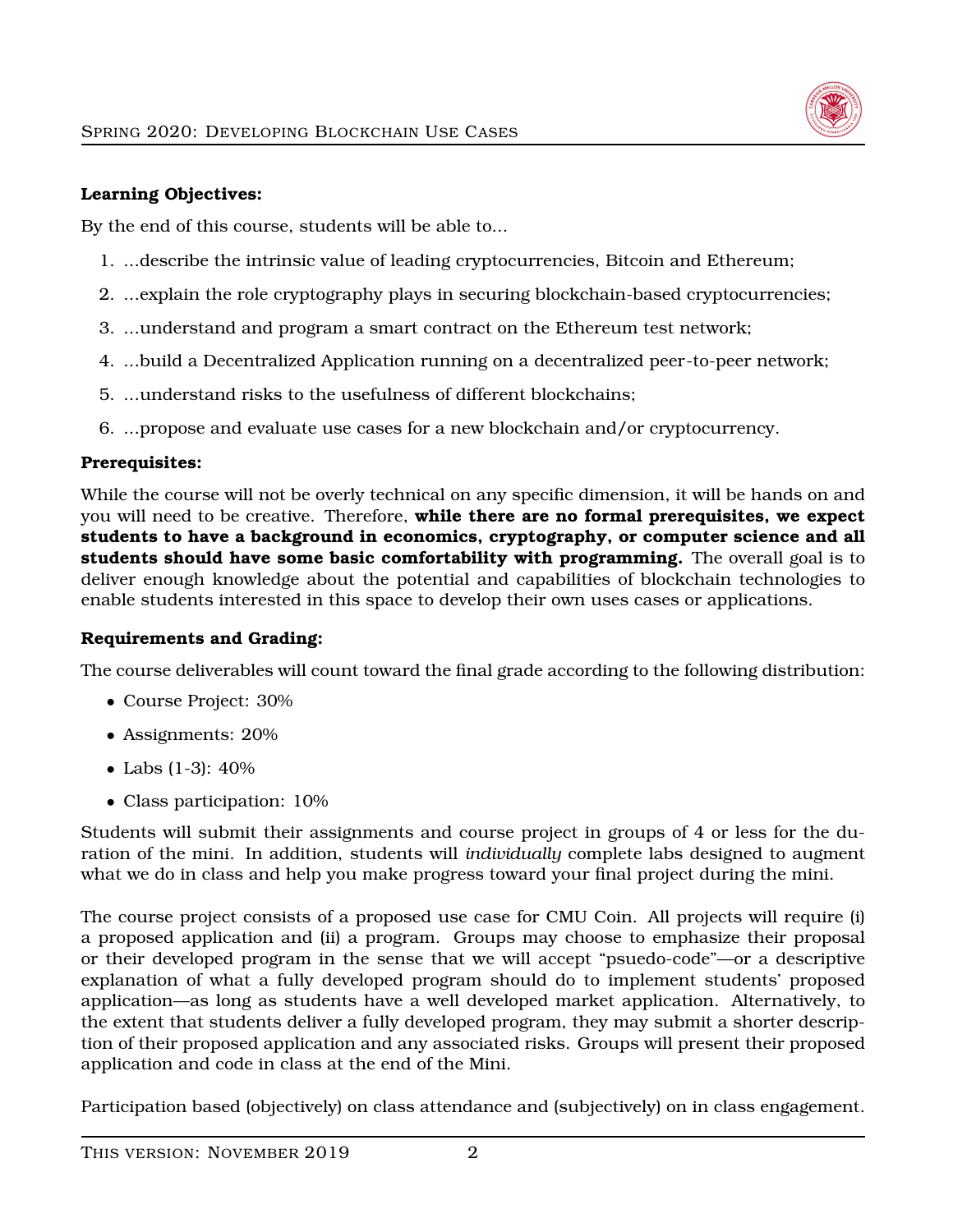**Learning Objectives:**

By the end of this course, students will be able to...

1. ...describe the intrinsic value of leading cryptocurrencies, Bitcoin and Ethereum;
2. ...explain the role cryptography plays in securing blockchain-based cryptocurrencies;
3. ...understand and program a smart contract on the Ethereum test network;
4. ...build a Decentralized Application running on a decentralized peer-to-peer network;
5. ...understand risks to the usefulness of different blockchains;
6. ...propose and evaluate use cases for a new blockchain and/or cryptocurrency.

**Prerequisites:**

While the course will not be overly technical on any specific dimension, it will be hands on and you will need to be creative. Therefore, **while there are no formal prerequisites, we expect students to have a background in economics, cryptography, or computer science and all students should have some basic comfortability with programming.** The overall goal is to deliver enough knowledge about the potential and capabilities of blockchain technologies to enable students interested in this space to develop their own uses cases or applications.

**Requirements and Grading:**

The course deliverables will count toward the final grade according to the following distribution:

- Course Project: 30%
- Assignments: 20%
- Labs (1-3): 40%
- Class participation: 10%

Students will submit their assignments and course project in groups of 4 or less for the duration of the mini. In addition, students will *individually* complete labs designed to augment what we do in class and help you make progress toward your final project during the mini.

The course project consists of a proposed use case for CMU Coin. All projects will require (i) a proposed application and (ii) a program. Groups may choose to emphasize their proposal or their developed program in the sense that we will accept "psuedo-code"—or a descriptive explanation of what a fully developed program should do to implement students' proposed application—as long as students have a well developed market application. Alternatively, to the extent that students deliver a fully developed program, they may submit a shorter description of their proposed application and any associated risks. Groups will present their proposed application and code in class at the end of the Mini.

Participation based (objectively) on class attendance and (subjectively) on in class engagement.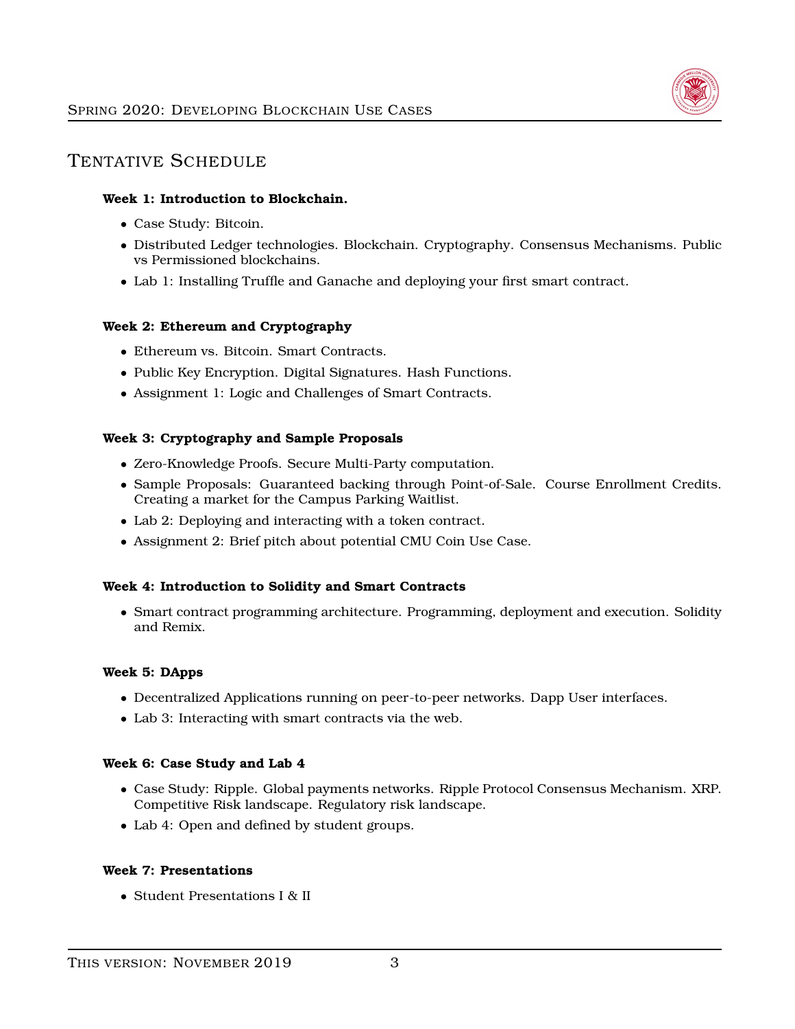## Tentative Schedule

**Week 1: Introduction to Blockchain.**

- Case Study: Bitcoin.
- Distributed Ledger technologies. Blockchain. Cryptography. Consensus Mechanisms. Public vs Permissioned blockchains.
- Lab 1: Installing Truffle and Ganache and deploying your first smart contract.

**Week 2: Ethereum and Cryptography**

- Ethereum vs. Bitcoin. Smart Contracts.
- Public Key Encryption. Digital Signatures. Hash Functions.
- Assignment 1: Logic and Challenges of Smart Contracts.

**Week 3: Cryptography and Sample Proposals**

- Zero-Knowledge Proofs. Secure Multi-Party computation.
- Sample Proposals: Guaranteed backing through Point-of-Sale. Course Enrollment Credits. Creating a market for the Campus Parking Waitlist.
- Lab 2: Deploying and interacting with a token contract.
- Assignment 2: Brief pitch about potential CMU Coin Use Case.

**Week 4: Introduction to Solidity and Smart Contracts**

- Smart contract programming architecture. Programming, deployment and execution. Solidity and Remix.

**Week 5: DApps**

- Decentralized Applications running on peer-to-peer networks. Dapp User interfaces.
- Lab 3: Interacting with smart contracts via the web.

**Week 6: Case Study and Lab 4**

- Case Study: Ripple. Global payments networks. Ripple Protocol Consensus Mechanism. XRP. Competitive Risk landscape. Regulatory risk landscape.
- Lab 4: Open and defined by student groups.

**Week 7: Presentations**

- Student Presentations I & II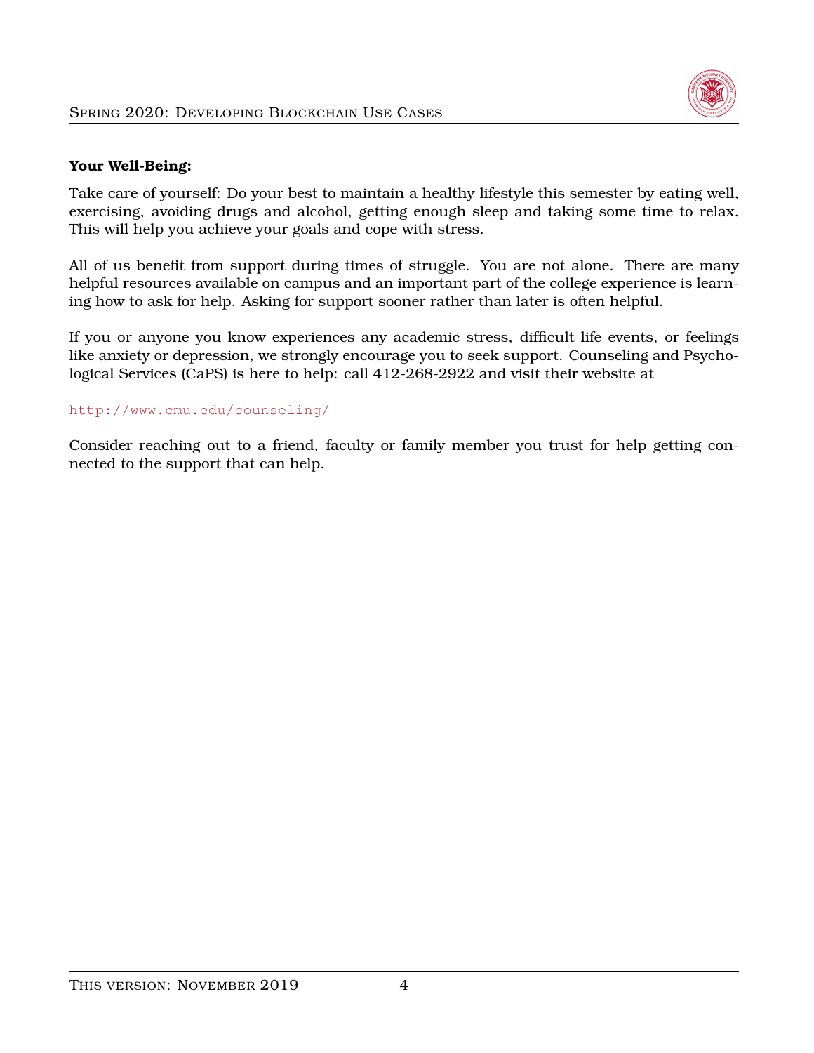**Your Well-Being:**

Take care of yourself: Do your best to maintain a healthy lifestyle this semester by eating well, exercising, avoiding drugs and alcohol, getting enough sleep and taking some time to relax. This will help you achieve your goals and cope with stress.

All of us benefit from support during times of struggle. You are not alone. There are many helpful resources available on campus and an important part of the college experience is learning how to ask for help. Asking for support sooner rather than later is often helpful.

If you or anyone you know experiences any academic stress, difficult life events, or feelings like anxiety or depression, we strongly encourage you to seek support. Counseling and Psychological Services (CaPS) is here to help: call 412-268-2922 and visit their website at

http://www.cmu.edu/counseling/

Consider reaching out to a friend, faculty or family member you trust for help getting connected to the support that can help.